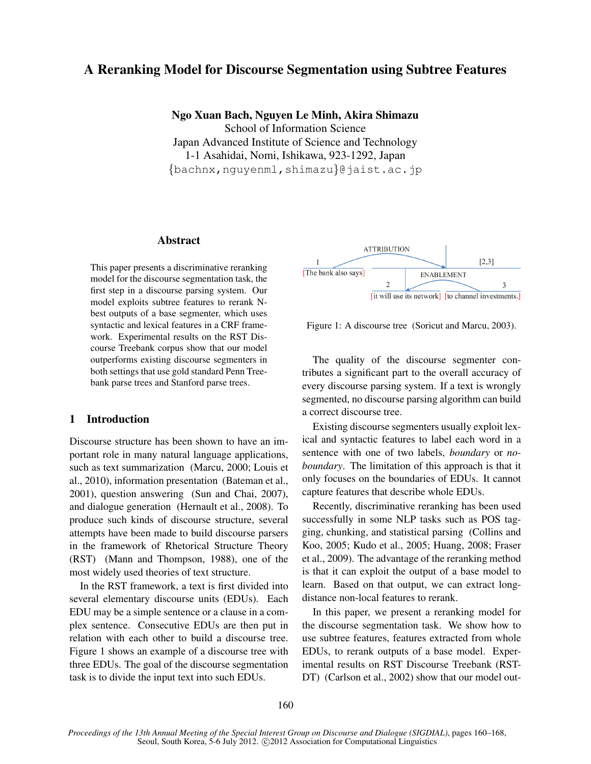# A Reranking Model for Discourse Segmentation using Subtree Features

**Ngo Xuan Bach, Nguyen Le Minh, Akira Shimazu**
School of Information Science
Japan Advanced Institute of Science and Technology
1-1 Asahidai, Nomi, Ishikawa, 923-1292, Japan
{bachnx,nguyenml,shimazu}@jaist.ac.jp

## Abstract

This paper presents a discriminative reranking model for the discourse segmentation task, the first step in a discourse parsing system. Our model exploits subtree features to rerank N-best outputs of a base segmenter, which uses syntactic and lexical features in a CRF framework. Experimental results on the RST Discourse Treebank corpus show that our model outperforms existing discourse segmenters in both settings that use gold standard Penn Treebank parse trees and Stanford parse trees.

## 1 Introduction

Discourse structure has been shown to have an important role in many natural language applications, such as text summarization (Marcu, 2000; Louis et al., 2010), information presentation (Bateman et al., 2001), question answering (Sun and Chai, 2007), and dialogue generation (Hernault et al., 2008). To produce such kinds of discourse structure, several attempts have been made to build discourse parsers in the framework of Rhetorical Structure Theory (RST) (Mann and Thompson, 1988), one of the most widely used theories of text structure.

In the RST framework, a text is first divided into several elementary discourse units (EDUs). Each EDU may be a simple sentence or a clause in a complex sentence. Consecutive EDUs are then put in relation with each other to build a discourse tree. Figure 1 shows an example of a discourse tree with three EDUs. The goal of the discourse segmentation task is to divide the input text into such EDUs.

ATTRIBUTION
1 [The bank also says]
[2,3]
ENABLEMENT
2 [it will use its network]
3 [to channel investments.]

Figure 1: A discourse tree (Soricut and Marcu, 2003).

The quality of the discourse segmenter contributes a significant part to the overall accuracy of every discourse parsing system. If a text is wrongly segmented, no discourse parsing algorithm can build a correct discourse tree.

Existing discourse segmenters usually exploit lexical and syntactic features to label each word in a sentence with one of two labels, *boundary* or *no-boundary*. The limitation of this approach is that it only focuses on the boundaries of EDUs. It cannot capture features that describe whole EDUs.

Recently, discriminative reranking has been used successfully in some NLP tasks such as POS tagging, chunking, and statistical parsing (Collins and Koo, 2005; Kudo et al., 2005; Huang, 2008; Fraser et al., 2009). The advantage of the reranking method is that it can exploit the output of a base model to learn. Based on that output, we can extract long-distance non-local features to rerank.

In this paper, we present a reranking model for the discourse segmentation task. We show how to use subtree features, features extracted from whole EDUs, to rerank outputs of a base model. Experimental results on RST Discourse Treebank (RST-DT) (Carlson et al., 2002) show that our model out-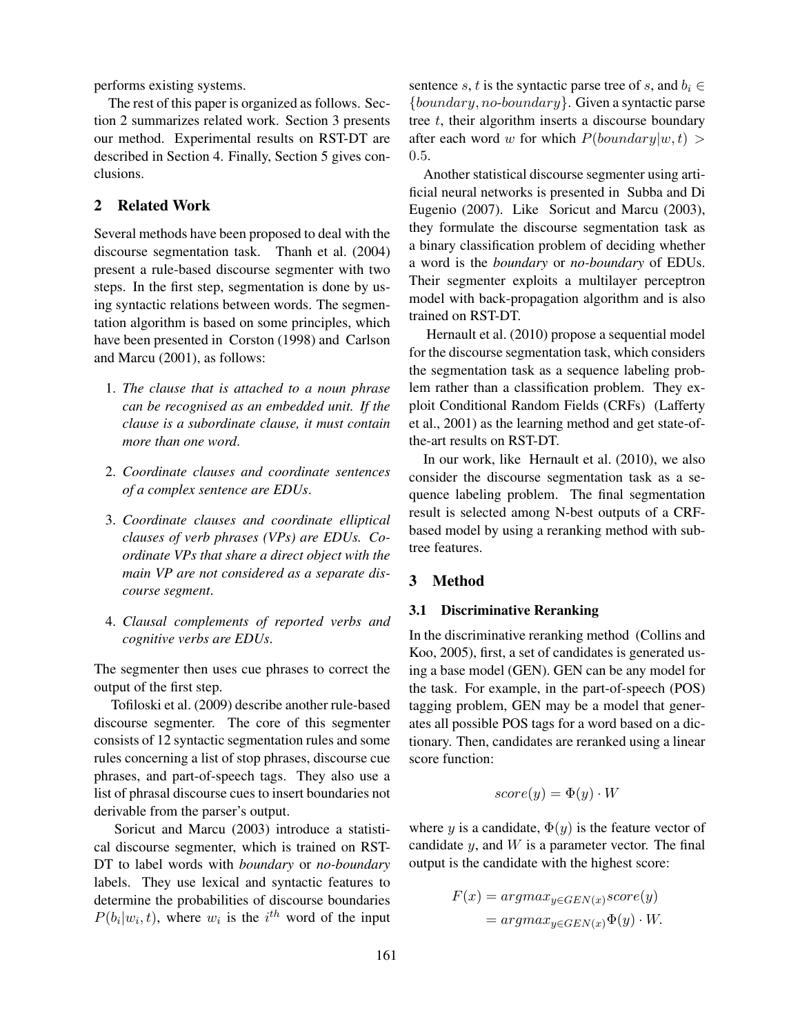performs existing systems.

The rest of this paper is organized as follows. Section 2 summarizes related work. Section 3 presents our method. Experimental results on RST-DT are described in Section 4. Finally, Section 5 gives conclusions.

## 2 Related Work

Several methods have been proposed to deal with the discourse segmentation task. Thanh et al. (2004) present a rule-based discourse segmenter with two steps. In the first step, segmentation is done by using syntactic relations between words. The segmentation algorithm is based on some principles, which have been presented in Corston (1998) and Carlson and Marcu (2001), as follows:

1. *The clause that is attached to a noun phrase can be recognised as an embedded unit. If the clause is a subordinate clause, it must contain more than one word*.

2. *Coordinate clauses and coordinate sentences of a complex sentence are EDUs*.

3. *Coordinate clauses and coordinate elliptical clauses of verb phrases (VPs) are EDUs. Coordinate VPs that share a direct object with the main VP are not considered as a separate discourse segment*.

4. *Clausal complements of reported verbs and cognitive verbs are EDUs*.

The segmenter then uses cue phrases to correct the output of the first step.

Tofiloski et al. (2009) describe another rule-based discourse segmenter. The core of this segmenter consists of 12 syntactic segmentation rules and some rules concerning a list of stop phrases, discourse cue phrases, and part-of-speech tags. They also use a list of phrasal discourse cues to insert boundaries not derivable from the parser's output.

Soricut and Marcu (2003) introduce a statistical discourse segmenter, which is trained on RST-DT to label words with *boundary* or *no-boundary* labels. They use lexical and syntactic features to determine the probabilities of discourse boundaries $P(b_i|w_i, t)$, where $w_i$ is the $i^{th}$ word of the input sentence $s$, $t$ is the syntactic parse tree of $s$, and $b_i \in \{boundary, no\text{-}boundary\}$. Given a syntactic parse tree $t$, their algorithm inserts a discourse boundary after each word $w$ for which $P(boundary|w, t) > 0.5$.

Another statistical discourse segmenter using artificial neural networks is presented in Subba and Di Eugenio (2007). Like Soricut and Marcu (2003), they formulate the discourse segmentation task as a binary classification problem of deciding whether a word is the *boundary* or *no-boundary* of EDUs. Their segmenter exploits a multilayer perceptron model with back-propagation algorithm and is also trained on RST-DT.

Hernault et al. (2010) propose a sequential model for the discourse segmentation task, which considers the segmentation task as a sequence labeling problem rather than a classification problem. They exploit Conditional Random Fields (CRFs) (Lafferty et al., 2001) as the learning method and get state-of-the-art results on RST-DT.

In our work, like Hernault et al. (2010), we also consider the discourse segmentation task as a sequence labeling problem. The final segmentation result is selected among N-best outputs of a CRF-based model by using a reranking method with subtree features.

## 3 Method

### 3.1 Discriminative Reranking

In the discriminative reranking method (Collins and Koo, 2005), first, a set of candidates is generated using a base model (GEN). GEN can be any model for the task. For example, in the part-of-speech (POS) tagging problem, GEN may be a model that generates all possible POS tags for a word based on a dictionary. Then, candidates are reranked using a linear score function:

$$score(y) = \Phi(y) \cdot W$$

where $y$ is a candidate, $\Phi(y)$ is the feature vector of candidate $y$, and $W$ is a parameter vector. The final output is the candidate with the highest score:

$$\begin{aligned} F(x) &= argmax_{y \in GEN(x)} score(y) \\ &= argmax_{y \in GEN(x)} \Phi(y) \cdot W. \end{aligned}$$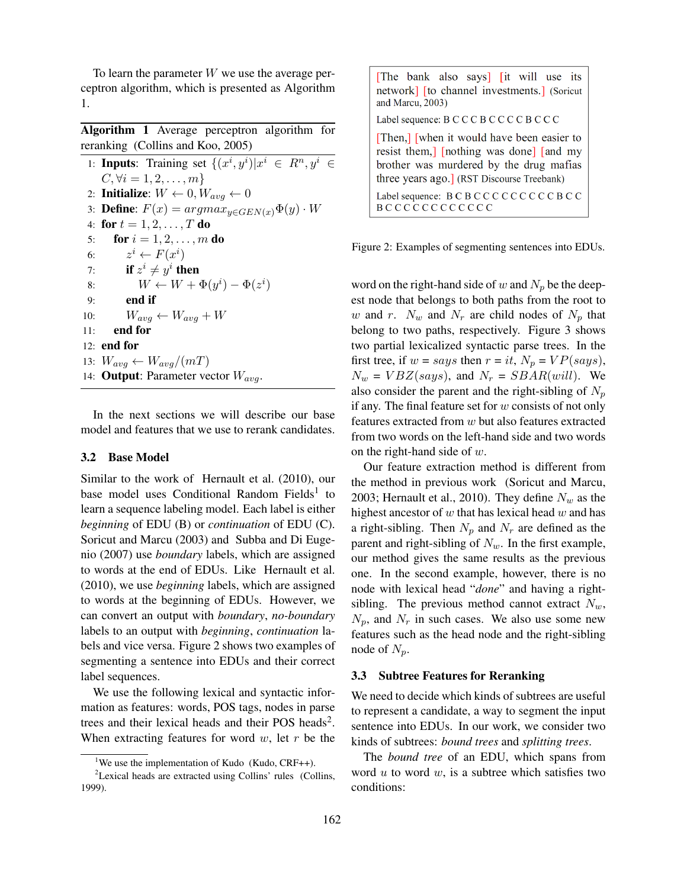To learn the parameter $W$ we use the average perceptron algorithm, which is presented as Algorithm 1.

**Algorithm 1** Average perceptron algorithm for reranking (Collins and Koo, 2005)

```
1:  Inputs: Training set {(x^i, y^i) | x^i ∈ R^n, y^i ∈ C, ∀i = 1, 2, ..., m}
2:  Initialize: W ← 0, W_avg ← 0
3:  Define: F(x) = argmax_{y∈GEN(x)} Φ(y) · W
4:  for t = 1, 2, ..., T do
5:      for i = 1, 2, ..., m do
6:          z^i ← F(x^i)
7:          if z^i ≠ y^i then
8:              W ← W + Φ(y^i) − Φ(z^i)
9:          end if
10:         W_avg ← W_avg + W
11:     end for
12: end for
13: W_avg ← W_avg/(mT)
14: Output: Parameter vector W_avg.
```

In the next sections we will describe our base model and features that we use to rerank candidates.

### 3.2 Base Model

Similar to the work of Hernault et al. (2010), our base model uses Conditional Random Fields[1] to learn a sequence labeling model. Each label is either *beginning* of EDU (B) or *continuation* of EDU (C). Soricut and Marcu (2003) and Subba and Di Eugenio (2007) use *boundary* labels, which are assigned to words at the end of EDUs. Like Hernault et al. (2010), we use *beginning* labels, which are assigned to words at the beginning of EDUs. However, we can convert an output with *boundary*, *no-boundary* labels to an output with *beginning*, *continuation* labels and vice versa. Figure 2 shows two examples of segmenting a sentence into EDUs and their correct label sequences.

We use the following lexical and syntactic information as features: words, POS tags, nodes in parse trees and their lexical heads and their POS heads[2]. When extracting features for word $w$, let $r$ be the word on the right-hand side of $w$ and $N_p$ be the deepest node that belongs to both paths from the root to $w$ and $r$. $N_w$ and $N_r$ are child nodes of $N_p$ that belong to two paths, respectively. Figure 3 shows two partial lexicalized syntactic parse trees. In the first tree, if $w = says$ then $r = it$, $N_p = VP(says)$, $N_w = VBZ(says)$, and $N_r = SBAR(will)$. We also consider the parent and the right-sibling of $N_p$ if any. The final feature set for $w$ consists of not only features extracted from $w$ but also features extracted from two words on the left-hand side and two words on the right-hand side of $w$.

Our feature extraction method is different from the method in previous work (Soricut and Marcu, 2003; Hernault et al., 2010). They define $N_w$ as the highest ancestor of $w$ that has lexical head $w$ and has a right-sibling. Then $N_p$ and $N_r$ are defined as the parent and right-sibling of $N_w$. In the first example, our method gives the same results as the previous one. In the second example, however, there is no node with lexical head "*done*" and having a right-sibling. The previous method cannot extract $N_w$, $N_p$, and $N_r$ in such cases. We also use some new features such as the head node and the right-sibling node of $N_p$.

[The bank also says] [it will use its network] [to channel investments.] (Soricut and Marcu, 2003)

Label sequence: B C C C B C C C C B C C C

[Then,] [when it would have been easier to resist them,] [nothing was done] [and my brother was murdered by the drug mafias three years ago.] (RST Discourse Treebank)

Label sequence: B C B C C C C C C C C C B C C B C C C C C C C C C C C C

Figure 2: Examples of segmenting sentences into EDUs.

### 3.3 Subtree Features for Reranking

We need to decide which kinds of subtrees are useful to represent a candidate, a way to segment the input sentence into EDUs. In our work, we consider two kinds of subtrees: *bound trees* and *splitting trees*.

The *bound tree* of an EDU, which spans from word $u$ to word $w$, is a subtree which satisfies two conditions:

[1] We use the implementation of Kudo (Kudo, CRF++).

[2] Lexical heads are extracted using Collins' rules (Collins, 1999).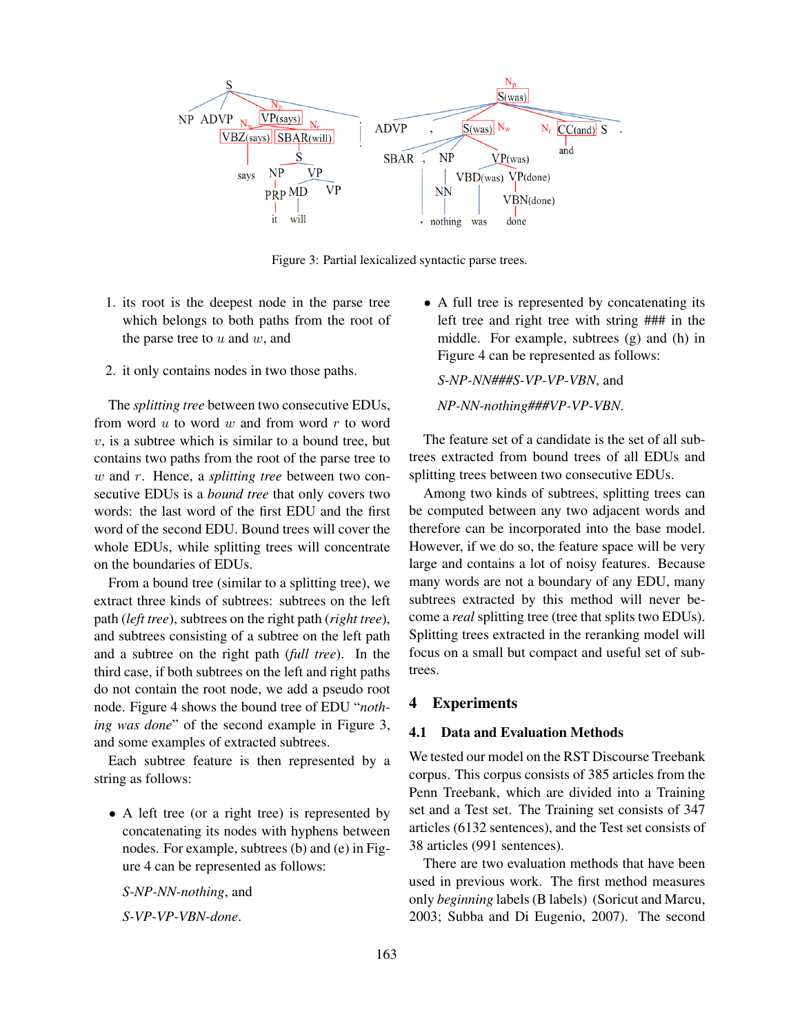Figure 3: Partial lexicalized syntactic parse trees.

1. its root is the deepest node in the parse tree which belongs to both paths from the root of the parse tree to $u$ and $w$, and

2. it only contains nodes in two those paths.

The *splitting tree* between two consecutive EDUs, from word $u$ to word $w$ and from word $r$ to word $v$, is a subtree which is similar to a bound tree, but contains two paths from the root of the parse tree to $w$ and $r$. Hence, a *splitting tree* between two consecutive EDUs is a *bound tree* that only covers two words: the last word of the first EDU and the first word of the second EDU. Bound trees will cover the whole EDUs, while splitting trees will concentrate on the boundaries of EDUs.

From a bound tree (similar to a splitting tree), we extract three kinds of subtrees: subtrees on the left path (*left tree*), subtrees on the right path (*right tree*), and subtrees consisting of a subtree on the left path and a subtree on the right path (*full tree*). In the third case, if both subtrees on the left and right paths do not contain the root node, we add a pseudo root node. Figure 4 shows the bound tree of EDU "*nothing was done*" of the second example in Figure 3, and some examples of extracted subtrees.

Each subtree feature is then represented by a string as follows:

- A left tree (or a right tree) is represented by concatenating its nodes with hyphens between nodes. For example, subtrees (b) and (e) in Figure 4 can be represented as follows:

  *S-NP-NN-nothing*, and

  *S-VP-VP-VBN-done*.

- A full tree is represented by concatenating its left tree and right tree with string ### in the middle. For example, subtrees (g) and (h) in Figure 4 can be represented as follows:

  *S-NP-NN###S-VP-VP-VBN*, and

  *NP-NN-nothing###VP-VP-VBN*.

The feature set of a candidate is the set of all subtrees extracted from bound trees of all EDUs and splitting trees between two consecutive EDUs.

Among two kinds of subtrees, splitting trees can be computed between any two adjacent words and therefore can be incorporated into the base model. However, if we do so, the feature space will be very large and contains a lot of noisy features. Because many words are not a boundary of any EDU, many subtrees extracted by this method will never become a *real* splitting tree (tree that splits two EDUs). Splitting trees extracted in the reranking model will focus on a small but compact and useful set of subtrees.

## 4 Experiments

### 4.1 Data and Evaluation Methods

We tested our model on the RST Discourse Treebank corpus. This corpus consists of 385 articles from the Penn Treebank, which are divided into a Training set and a Test set. The Training set consists of 347 articles (6132 sentences), and the Test set consists of 38 articles (991 sentences).

There are two evaluation methods that have been used in previous work. The first method measures only *beginning* labels (B labels) (Soricut and Marcu, 2003; Subba and Di Eugenio, 2007). The second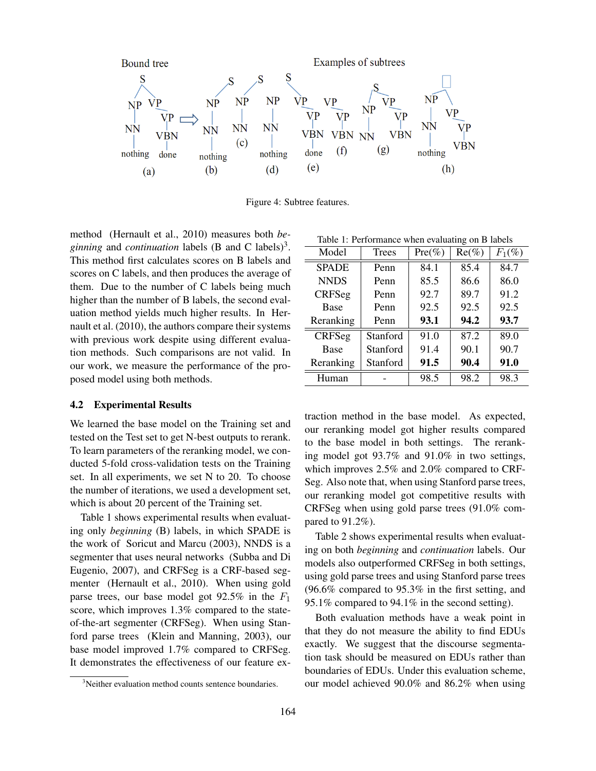Figure 4: Subtree features.

method (Hernault et al., 2010) measures both *beginning* and *continuation* labels (B and C labels)[3]. This method first calculates scores on B labels and scores on C labels, and then produces the average of them. Due to the number of C labels being much higher than the number of B labels, the second evaluation method yields much higher results. In Hernault et al. (2010), the authors compare their systems with previous work despite using different evaluation methods. Such comparisons are not valid. In our work, we measure the performance of the proposed model using both methods.

### 4.2 Experimental Results

We learned the base model on the Training set and tested on the Test set to get N-best outputs to rerank. To learn parameters of the reranking model, we conducted 5-fold cross-validation tests on the Training set. In all experiments, we set N to 20. To choose the number of iterations, we used a development set, which is about 20 percent of the Training set.

Table 1 shows experimental results when evaluating only *beginning* (B) labels, in which SPADE is the work of Soricut and Marcu (2003), NNDS is a segmenter that uses neural networks (Subba and Di Eugenio, 2007), and CRFSeg is a CRF-based segmenter (Hernault et al., 2010). When using gold parse trees, our base model got 92.5% in the $F_1$ score, which improves 1.3% compared to the state-of-the-art segmenter (CRFSeg). When using Stanford parse trees (Klein and Manning, 2003), our base model improved 1.7% compared to CRFSeg. It demonstrates the effectiveness of our feature extraction method in the base model. As expected, our reranking model got higher results compared to the base model in both settings. The reranking model got 93.7% and 91.0% in two settings, which improves 2.5% and 2.0% compared to CRFSeg. Also note that, when using Stanford parse trees, our reranking model got competitive results with CRFSeg when using gold parse trees (91.0% compared to 91.2%).

Table 1: Performance when evaluating on B labels

| Model | Trees | Pre(%) | Re(%) | $F_1$(%) |
|---|---|---|---|---|
| SPADE | Penn | 84.1 | 85.4 | 84.7 |
| NNDS | Penn | 85.5 | 86.6 | 86.0 |
| CRFSeg | Penn | 92.7 | 89.7 | 91.2 |
| Base | Penn | 92.5 | 92.5 | 92.5 |
| Reranking | Penn | **93.1** | **94.2** | **93.7** |
| CRFSeg | Stanford | 91.0 | 87.2 | 89.0 |
| Base | Stanford | 91.4 | 90.1 | 90.7 |
| Reranking | Stanford | **91.5** | **90.4** | **91.0** |
| Human | - | 98.5 | 98.2 | 98.3 |

Table 2 shows experimental results when evaluating on both *beginning* and *continuation* labels. Our models also outperformed CRFSeg in both settings, using gold parse trees and using Stanford parse trees (96.6% compared to 95.3% in the first setting, and 95.1% compared to 94.1% in the second setting).

Both evaluation methods have a weak point in that they do not measure the ability to find EDUs exactly. We suggest that the discourse segmentation task should be measured on EDUs rather than boundaries of EDUs. Under this evaluation scheme, our model achieved 90.0% and 86.2% when using

[3]Neither evaluation method counts sentence boundaries.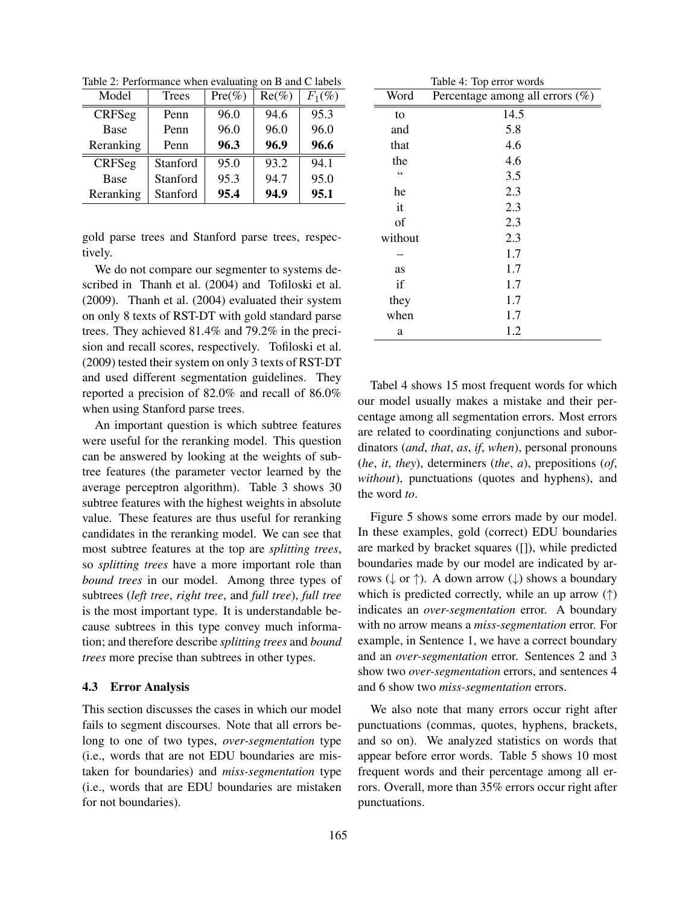Table 2: Performance when evaluating on B and C labels

| Model | Trees | Pre(%) | Re(%) | $F_1$(%) |
|---|---|---|---|---|
| CRFSeg | Penn | 96.0 | 94.6 | 95.3 |
| Base | Penn | 96.0 | 96.0 | 96.0 |
| Reranking | Penn | **96.3** | **96.9** | **96.6** |
| CRFSeg | Stanford | 95.0 | 93.2 | 94.1 |
| Base | Stanford | 95.3 | 94.7 | 95.0 |
| Reranking | Stanford | **95.4** | **94.9** | **95.1** |

gold parse trees and Stanford parse trees, respectively.

We do not compare our segmenter to systems described in Thanh et al. (2004) and Tofiloski et al. (2009). Thanh et al. (2004) evaluated their system on only 8 texts of RST-DT with gold standard parse trees. They achieved 81.4% and 79.2% in the precision and recall scores, respectively. Tofiloski et al. (2009) tested their system on only 3 texts of RST-DT and used different segmentation guidelines. They reported a precision of 82.0% and recall of 86.0% when using Stanford parse trees.

An important question is which subtree features were useful for the reranking model. This question can be answered by looking at the weights of subtree features (the parameter vector learned by the average perceptron algorithm). Table 3 shows 30 subtree features with the highest weights in absolute value. These features are thus useful for reranking candidates in the reranking model. We can see that most subtree features at the top are *splitting trees*, so *splitting trees* have a more important role than *bound trees* in our model. Among three types of subtrees (*left tree*, *right tree*, and *full tree*), *full tree* is the most important type. It is understandable because subtrees in this type convey much information; and therefore describe *splitting trees* and *bound trees* more precise than subtrees in other types.

### 4.3 Error Analysis

This section discusses the cases in which our model fails to segment discourses. Note that all errors belong to one of two types, *over-segmentation* type (i.e., words that are not EDU boundaries are mistaken for boundaries) and *miss-segmentation* type (i.e., words that are EDU boundaries are mistaken for not boundaries).

Table 4: Top error words

| Word | Percentage among all errors (%) |
|---|---|
| to | 14.5 |
| and | 5.8 |
| that | 4.6 |
| the | 4.6 |
| “ | 3.5 |
| he | 2.3 |
| it | 2.3 |
| of | 2.3 |
| without | 2.3 |
| – | 1.7 |
| as | 1.7 |
| if | 1.7 |
| they | 1.7 |
| when | 1.7 |
| a | 1.2 |

Tabel 4 shows 15 most frequent words for which our model usually makes a mistake and their percentage among all segmentation errors. Most errors are related to coordinating conjunctions and subordinators (*and*, *that*, *as*, *if*, *when*), personal pronouns (*he*, *it*, *they*), determiners (*the*, *a*), prepositions (*of*, *without*), punctuations (quotes and hyphens), and the word *to*.

Figure 5 shows some errors made by our model. In these examples, gold (correct) EDU boundaries are marked by bracket squares ([]), while predicted boundaries made by our model are indicated by arrows (↓ or ↑). A down arrow (↓) shows a boundary which is predicted correctly, while an up arrow (↑) indicates an *over-segmentation* error. A boundary with no arrow means a *miss-segmentation* error. For example, in Sentence 1, we have a correct boundary and an *over-segmentation* error. Sentences 2 and 3 show two *over-segmentation* errors, and sentences 4 and 6 show two *miss-segmentation* errors.

We also note that many errors occur right after punctuations (commas, quotes, hyphens, brackets, and so on). We analyzed statistics on words that appear before error words. Table 5 shows 10 most frequent words and their percentage among all errors. Overall, more than 35% errors occur right after punctuations.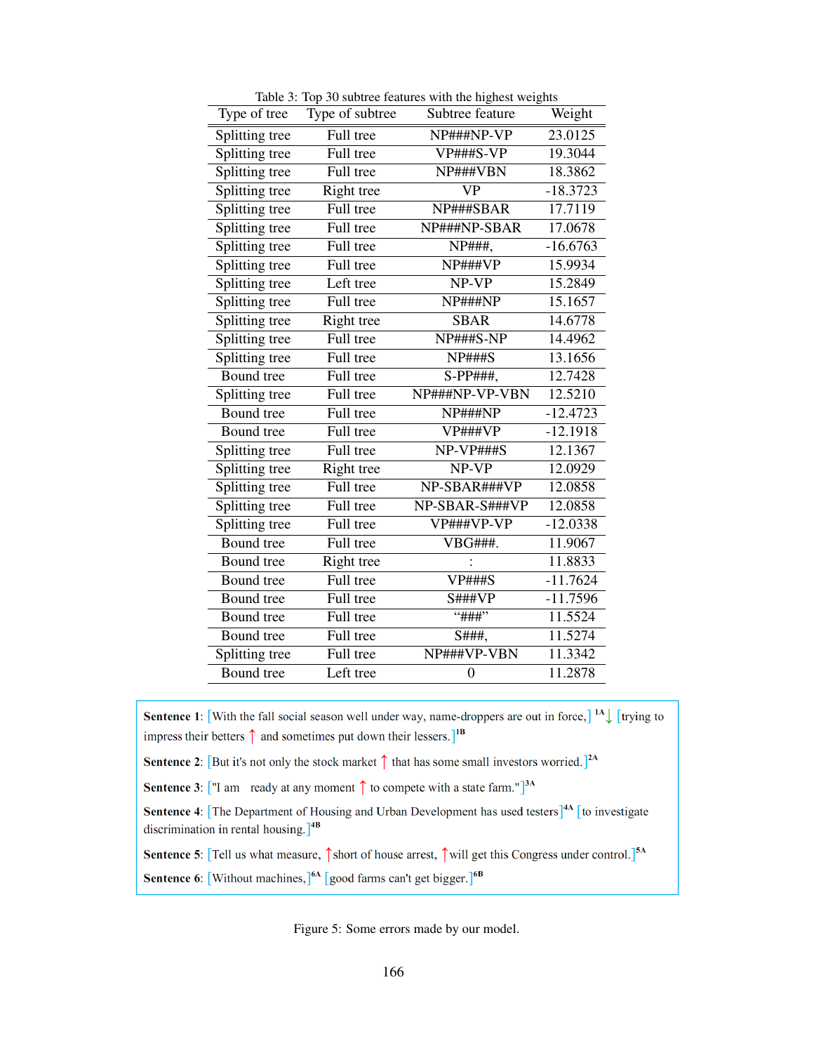Table 3: Top 30 subtree features with the highest weights

| Type of tree | Type of subtree | Subtree feature | Weight |
|---|---|---|---|
| Splitting tree | Full tree | NP###NP-VP | 23.0125 |
| Splitting tree | Full tree | VP###S-VP | 19.3044 |
| Splitting tree | Full tree | NP###VBN | 18.3862 |
| Splitting tree | Right tree | VP | -18.3723 |
| Splitting tree | Full tree | NP###SBAR | 17.7119 |
| Splitting tree | Full tree | NP###NP-SBAR | 17.0678 |
| Splitting tree | Full tree | NP###, | -16.6763 |
| Splitting tree | Full tree | NP###VP | 15.9934 |
| Splitting tree | Left tree | NP-VP | 15.2849 |
| Splitting tree | Full tree | NP###NP | 15.1657 |
| Splitting tree | Right tree | SBAR | 14.6778 |
| Splitting tree | Full tree | NP###S-NP | 14.4962 |
| Splitting tree | Full tree | NP###S | 13.1656 |
| Bound tree | Full tree | S-PP###, | 12.7428 |
| Splitting tree | Full tree | NP###NP-VP-VBN | 12.5210 |
| Bound tree | Full tree | NP###NP | -12.4723 |
| Bound tree | Full tree | VP###VP | -12.1918 |
| Splitting tree | Full tree | NP-VP###S | 12.1367 |
| Splitting tree | Right tree | NP-VP | 12.0929 |
| Splitting tree | Full tree | NP-SBAR###VP | 12.0858 |
| Splitting tree | Full tree | NP-SBAR-S###VP | 12.0858 |
| Splitting tree | Full tree | VP###VP-VP | -12.0338 |
| Bound tree | Full tree | VBG###. | 11.9067 |
| Bound tree | Right tree | : | 11.8833 |
| Bound tree | Full tree | VP###S | -11.7624 |
| Bound tree | Full tree | S###VP | -11.7596 |
| Bound tree | Full tree | “###” | 11.5524 |
| Bound tree | Full tree | S###, | 11.5274 |
| Splitting tree | Full tree | NP###VP-VBN | 11.3342 |
| Bound tree | Left tree | 0 | 11.2878 |

**Sentence 1**: [With the fall social season well under way, name-droppers are out in force,] [1A] ↓ [trying to impress their betters ↑ and sometimes put down their lessers.] [1B]

**Sentence 2**: [But it's not only the stock market ↑ that has some small investors worried.] [2A]

**Sentence 3**: ["I am ready at any moment ↑ to compete with a state farm."] [3A]

**Sentence 4**: [The Department of Housing and Urban Development has used testers] [4A] [to investigate discrimination in rental housing.] [4B]

**Sentence 5**: [Tell us what measure, ↑short of house arrest, ↑will get this Congress under control.] [5A]

**Sentence 6**: [Without machines,] [6A] [good farms can't get bigger.] [6B]

Figure 5: Some errors made by our model.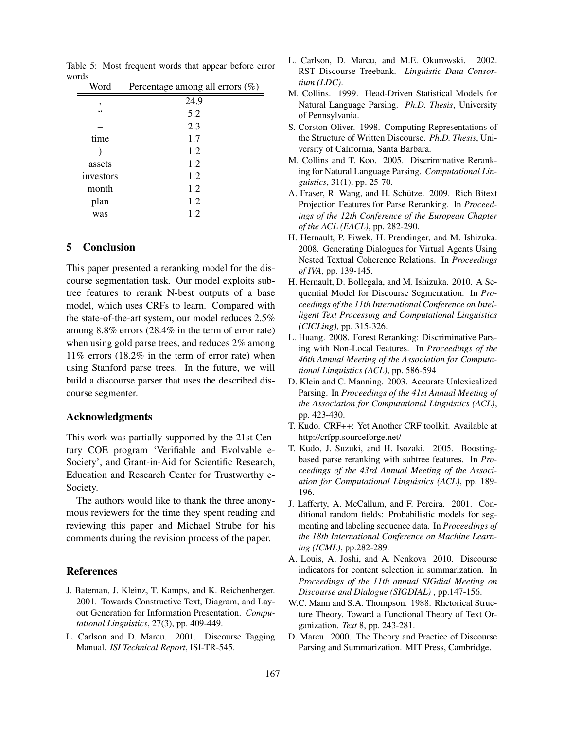Table 5: Most frequent words that appear before error words

| Word | Percentage among all errors (%) |
|---|---|
| , | 24.9 |
| “ | 5.2 |
| – | 2.3 |
| time | 1.7 |
| ) | 1.2 |
| assets | 1.2 |
| investors | 1.2 |
| month | 1.2 |
| plan | 1.2 |
| was | 1.2 |

## 5 Conclusion

This paper presented a reranking model for the discourse segmentation task. Our model exploits subtree features to rerank N-best outputs of a base model, which uses CRFs to learn. Compared with the state-of-the-art system, our model reduces 2.5% among 8.8% errors (28.4% in the term of error rate) when using gold parse trees, and reduces 2% among 11% errors (18.2% in the term of error rate) when using Stanford parse trees. In the future, we will build a discourse parser that uses the described discourse segmenter.

## Acknowledgments

This work was partially supported by the 21st Century COE program 'Verifiable and Evolvable e-Society', and Grant-in-Aid for Scientific Research, Education and Research Center for Trustworthy e-Society.

The authors would like to thank the three anonymous reviewers for the time they spent reading and reviewing this paper and Michael Strube for his comments during the revision process of the paper.

## References

J. Bateman, J. Kleinz, T. Kamps, and K. Reichenberger. 2001. Towards Constructive Text, Diagram, and Layout Generation for Information Presentation. *Computational Linguistics*, 27(3), pp. 409-449.

L. Carlson and D. Marcu. 2001. Discourse Tagging Manual. *ISI Technical Report*, ISI-TR-545.

L. Carlson, D. Marcu, and M.E. Okurowski. 2002. RST Discourse Treebank. *Linguistic Data Consortium (LDC)*.

M. Collins. 1999. Head-Driven Statistical Models for Natural Language Parsing. *Ph.D. Thesis*, University of Pennsylvania.

S. Corston-Oliver. 1998. Computing Representations of the Structure of Written Discourse. *Ph.D. Thesis*, University of California, Santa Barbara.

M. Collins and T. Koo. 2005. Discriminative Reranking for Natural Language Parsing. *Computational Linguistics*, 31(1), pp. 25-70.

A. Fraser, R. Wang, and H. Schütze. 2009. Rich Bitext Projection Features for Parse Reranking. In *Proceedings of the 12th Conference of the European Chapter of the ACL (EACL)*, pp. 282-290.

H. Hernault, P. Piwek, H. Prendinger, and M. Ishizuka. 2008. Generating Dialogues for Virtual Agents Using Nested Textual Coherence Relations. In *Proceedings of IVA*, pp. 139-145.

H. Hernault, D. Bollegala, and M. Ishizuka. 2010. A Sequential Model for Discourse Segmentation. In *Proceedings of the 11th International Conference on Intelligent Text Processing and Computational Linguistics (CICLing)*, pp. 315-326.

L. Huang. 2008. Forest Reranking: Discriminative Parsing with Non-Local Features. In *Proceedings of the 46th Annual Meeting of the Association for Computational Linguistics (ACL)*, pp. 586-594

D. Klein and C. Manning. 2003. Accurate Unlexicalized Parsing. In *Proceedings of the 41st Annual Meeting of the Association for Computational Linguistics (ACL)*, pp. 423-430.

T. Kudo. CRF++: Yet Another CRF toolkit. Available at http://crfpp.sourceforge.net/

T. Kudo, J. Suzuki, and H. Isozaki. 2005. Boosting-based parse reranking with subtree features. In *Proceedings of the 43rd Annual Meeting of the Association for Computational Linguistics (ACL)*, pp. 189-196.

J. Lafferty, A. McCallum, and F. Pereira. 2001. Conditional random fields: Probabilistic models for segmenting and labeling sequence data. In *Proceedings of the 18th International Conference on Machine Learning (ICML)*, pp.282-289.

A. Louis, A. Joshi, and A. Nenkova 2010. Discourse indicators for content selection in summarization. In *Proceedings of the 11th annual SIGdial Meeting on Discourse and Dialogue (SIGDIAL)* , pp.147-156.

W.C. Mann and S.A. Thompson. 1988. Rhetorical Structure Theory. Toward a Functional Theory of Text Organization. *Text* 8, pp. 243-281.

D. Marcu. 2000. The Theory and Practice of Discourse Parsing and Summarization. MIT Press, Cambridge.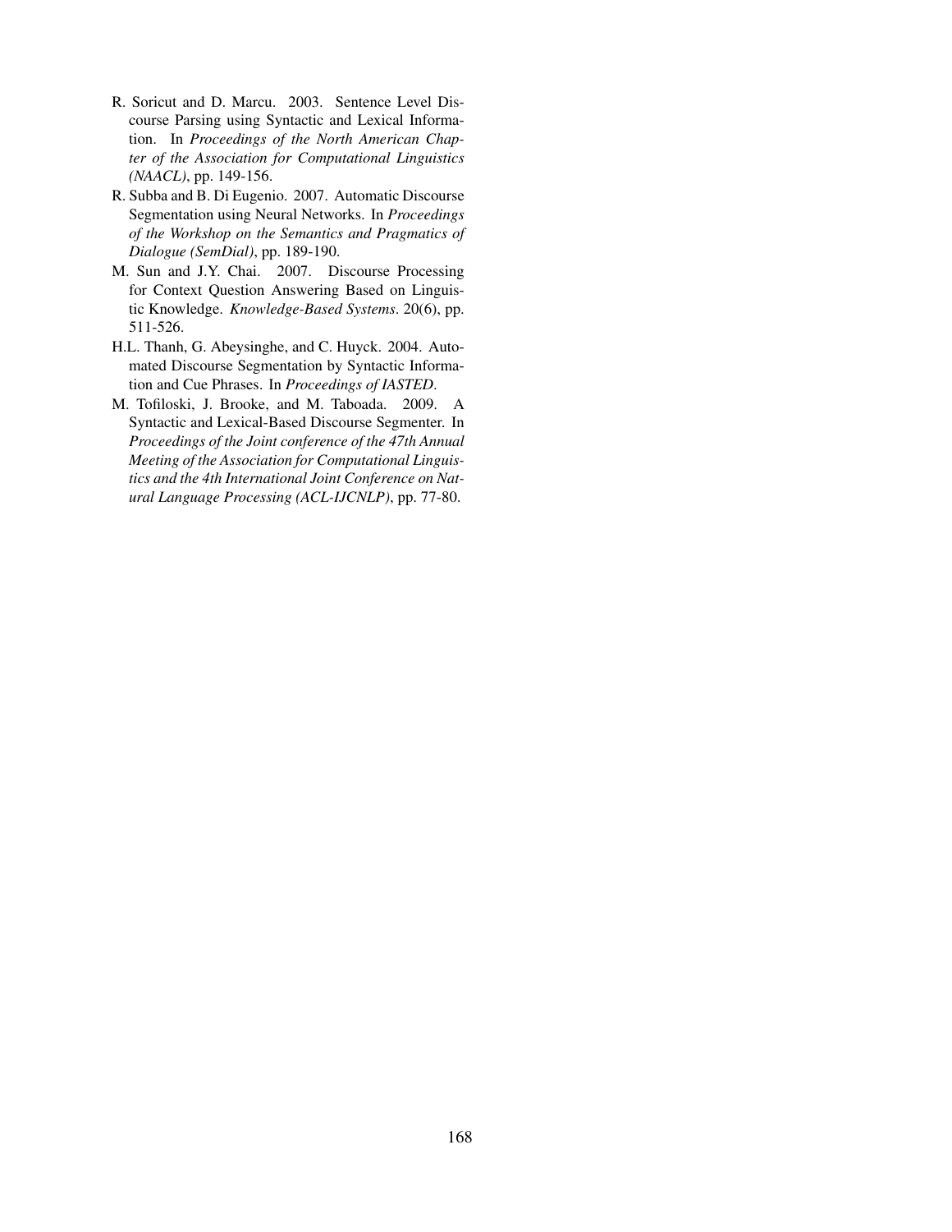R. Soricut and D. Marcu. 2003. Sentence Level Discourse Parsing using Syntactic and Lexical Information. In *Proceedings of the North American Chapter of the Association for Computational Linguistics (NAACL)*, pp. 149-156.

R. Subba and B. Di Eugenio. 2007. Automatic Discourse Segmentation using Neural Networks. In *Proceedings of the Workshop on the Semantics and Pragmatics of Dialogue (SemDial)*, pp. 189-190.

M. Sun and J.Y. Chai. 2007. Discourse Processing for Context Question Answering Based on Linguistic Knowledge. *Knowledge-Based Systems*. 20(6), pp. 511-526.

H.L. Thanh, G. Abeysinghe, and C. Huyck. 2004. Automated Discourse Segmentation by Syntactic Information and Cue Phrases. In *Proceedings of IASTED*.

M. Tofiloski, J. Brooke, and M. Taboada. 2009. A Syntactic and Lexical-Based Discourse Segmenter. In *Proceedings of the Joint conference of the 47th Annual Meeting of the Association for Computational Linguistics and the 4th International Joint Conference on Natural Language Processing (ACL-IJCNLP)*, pp. 77-80.